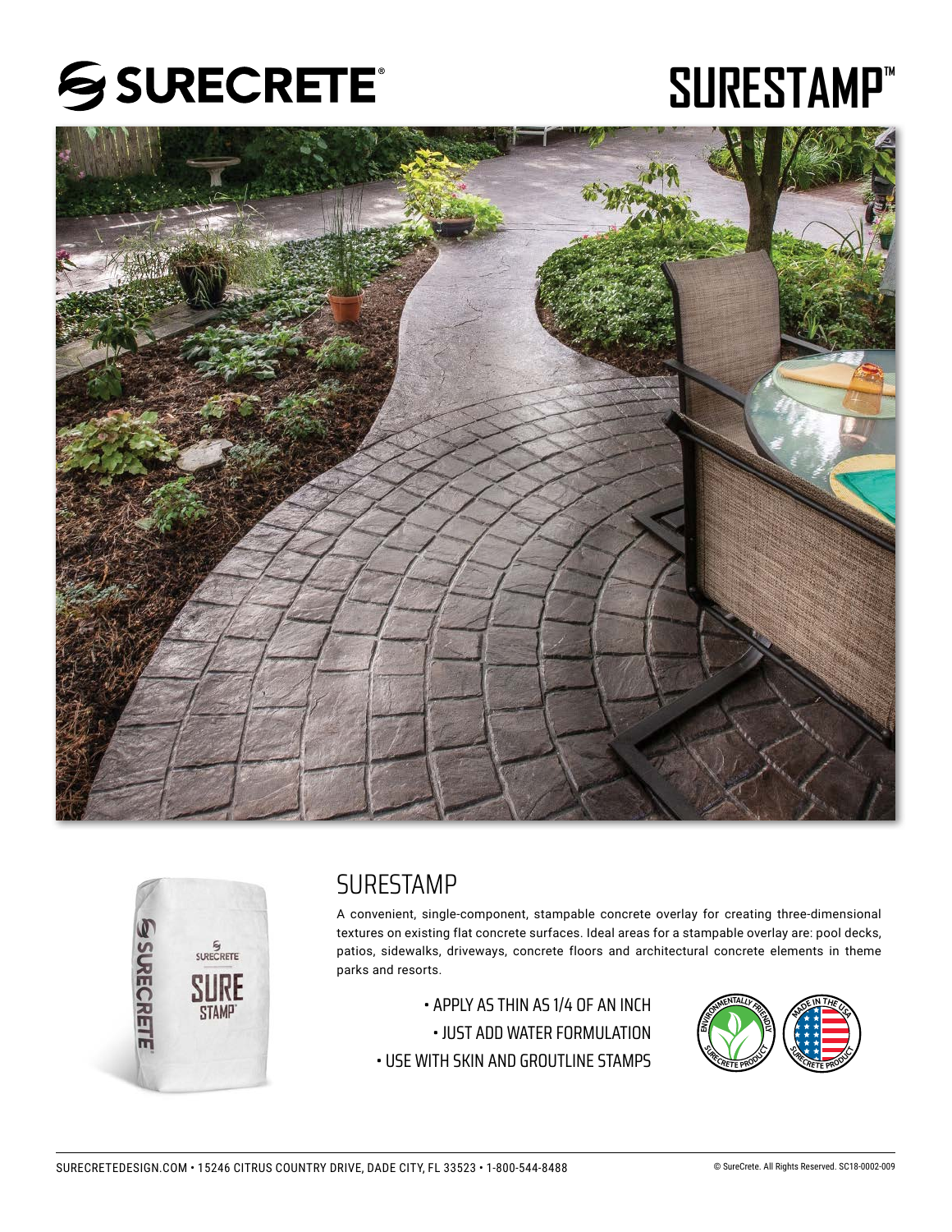# SURECRETE

# SURESTAMP™

## SURESTAMP

A convenient, single-component, stampable concrete overlay for creating three-dimensional textures on existing flat concrete surfaces. Ideal areas for a stampable overlay are: pool decks, patios, sidewalks, driveways, concrete floors and architectural concrete elements in theme parks and resorts.

- APPLY AS THIN AS 1/4 OF AN INCH
- JUST ADD WATER FORMULATION
- USE WITH SKIN AND GROUTLINE STAMPS

SURECRETEDESIGN.COM • 15246 CITRUS COUNTRY DRIVE, DADE CITY, FL 33523 • 1-800-544-8488

© SureCrete. All Rights Reserved. SC18-0002-009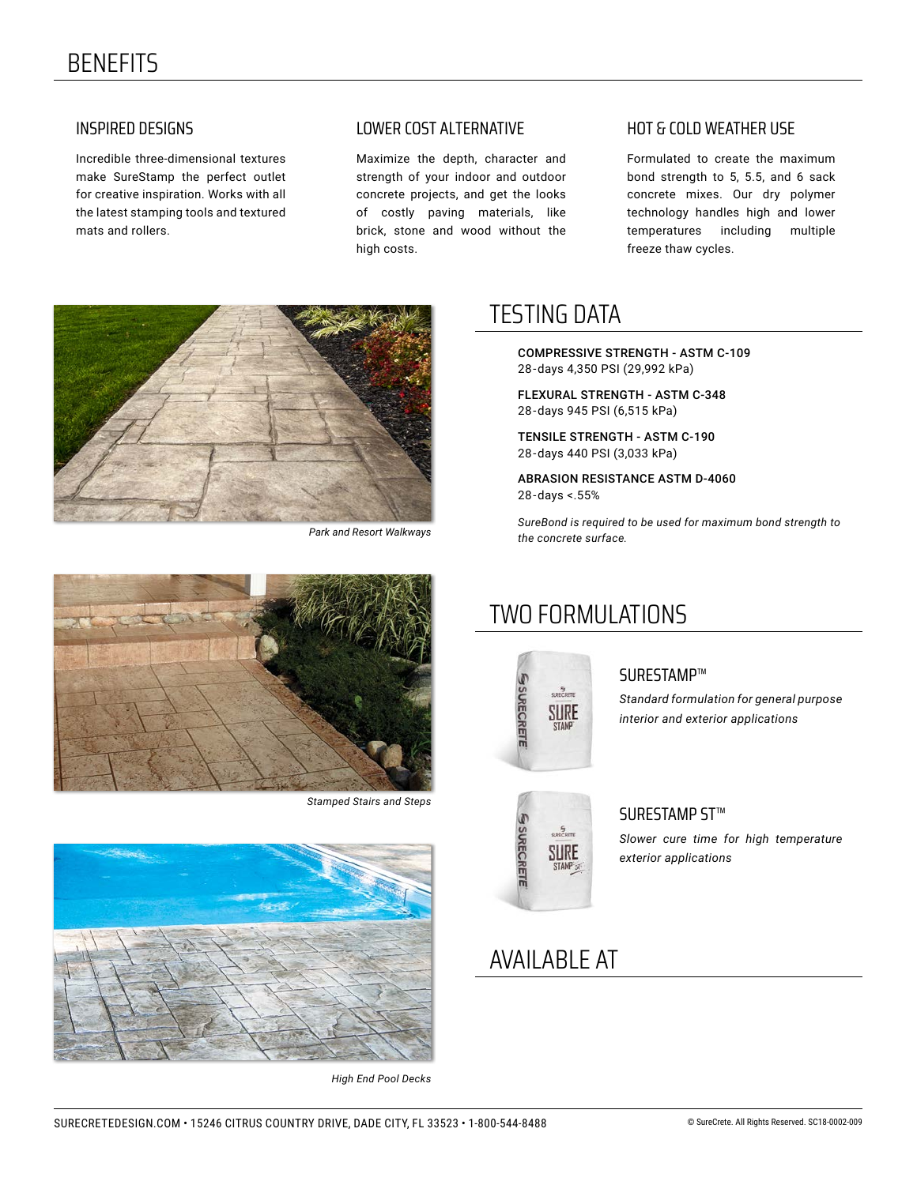# BENEFITS

### INSPIRED DESIGNS

Incredible three-dimensional textures make SureStamp the perfect outlet for creative inspiration. Works with all the latest stamping tools and textured mats and rollers.

### LOWER COST ALTERNATIVE

Maximize the depth, character and strength of your indoor and outdoor concrete projects, and get the looks of costly paving materials, like brick, stone and wood without the high costs.

### HOT & COLD WEATHER USE

Formulated to create the maximum bond strength to 5, 5.5, and 6 sack concrete mixes. Our dry polymer technology handles high and lower temperatures including multiple freeze thaw cycles.

*Park and Resort Walkways*

*Stamped Stairs and Steps*

*High End Pool Decks*

# TESTING DATA

COMPRESSIVE STRENGTH - ASTM C-109
28-days 4,350 PSI (29,992 kPa)

FLEXURAL STRENGTH - ASTM C-348
28-days 945 PSI (6,515 kPa)

TENSILE STRENGTH - ASTM C-190
28-days 440 PSI (3,033 kPa)

ABRASION RESISTANCE ASTM D-4060
28-days <.55%

*SureBond is required to be used for maximum bond strength to the concrete surface.*

# TWO FORMULATIONS

### SURESTAMP™

*Standard formulation for general purpose interior and exterior applications*

### SURESTAMP ST™

*Slower cure time for high temperature exterior applications*

# AVAILABLE AT

SURECRETEDESIGN.COM • 15246 CITRUS COUNTRY DRIVE, DADE CITY, FL 33523 • 1-800-544-8488

© SureCrete. All Rights Reserved. SC18-0002-009